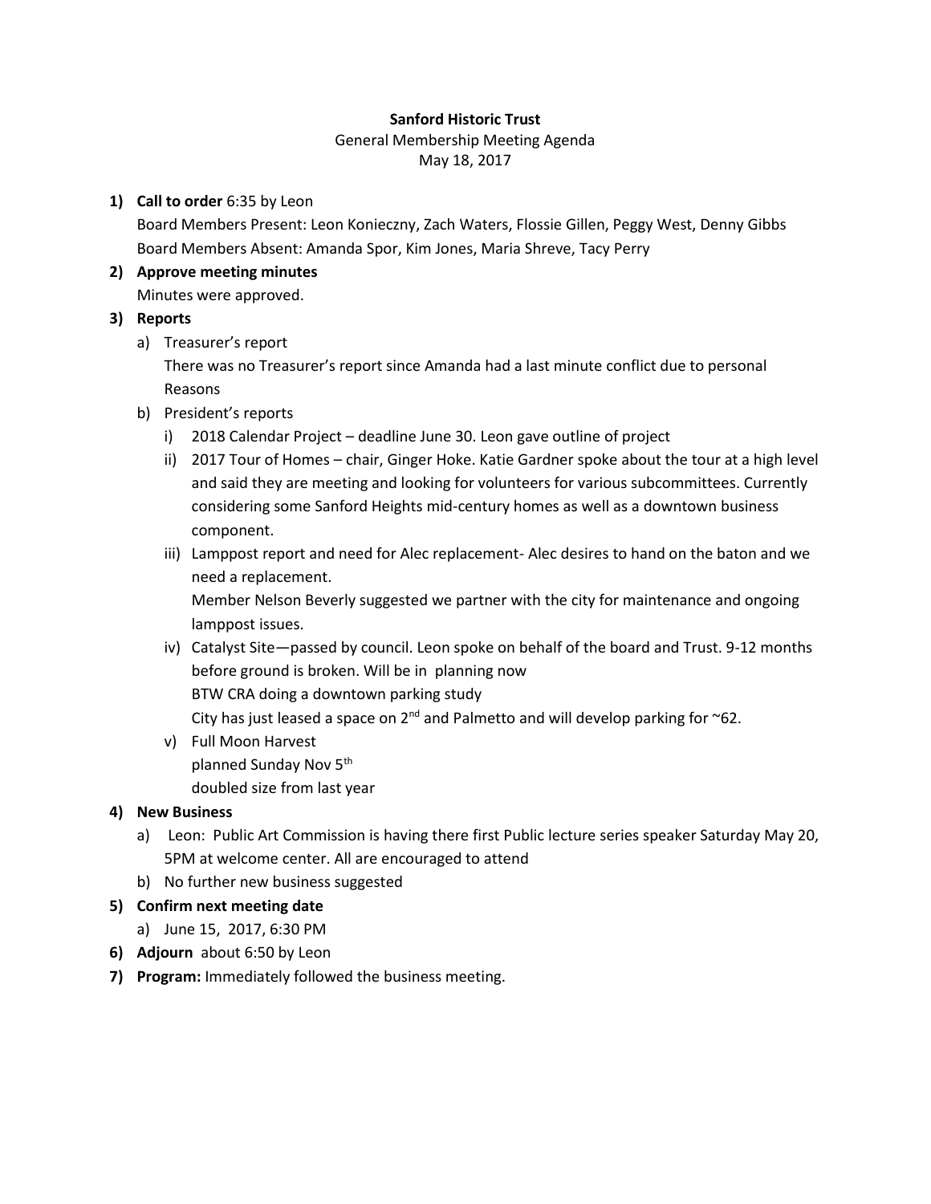**Sanford Historic Trust**

General Membership Meeting Agenda

May 18, 2017

1) **Call to order** 6:35 by Leon

   Board Members Present: Leon Konieczny, Zach Waters, Flossie Gillen, Peggy West, Denny Gibbs

   Board Members Absent: Amanda Spor, Kim Jones, Maria Shreve, Tacy Perry

2) **Approve meeting minutes**

   Minutes were approved.

3) **Reports**

   a) Treasurer's report

      There was no Treasurer's report since Amanda had a last minute conflict due to personal Reasons

   b) President's reports

      i) 2018 Calendar Project – deadline June 30. Leon gave outline of project

      ii) 2017 Tour of Homes – chair, Ginger Hoke. Katie Gardner spoke about the tour at a high level and said they are meeting and looking for volunteers for various subcommittees. Currently considering some Sanford Heights mid-century homes as well as a downtown business component.

      iii) Lamppost report and need for Alec replacement- Alec desires to hand on the baton and we need a replacement.

         Member Nelson Beverly suggested we partner with the city for maintenance and ongoing lamppost issues.

      iv) Catalyst Site—passed by council. Leon spoke on behalf of the board and Trust. 9-12 months before ground is broken. Will be in planning now

         BTW CRA doing a downtown parking study

         City has just leased a space on 2nd and Palmetto and will develop parking for ~62.

      v) Full Moon Harvest

         planned Sunday Nov 5th

         doubled size from last year

4) **New Business**

   a) Leon: Public Art Commission is having there first Public lecture series speaker Saturday May 20, 5PM at welcome center. All are encouraged to attend

   b) No further new business suggested

5) **Confirm next meeting date**

   a) June 15, 2017, 6:30 PM

6) **Adjourn** about 6:50 by Leon

7) **Program:** Immediately followed the business meeting.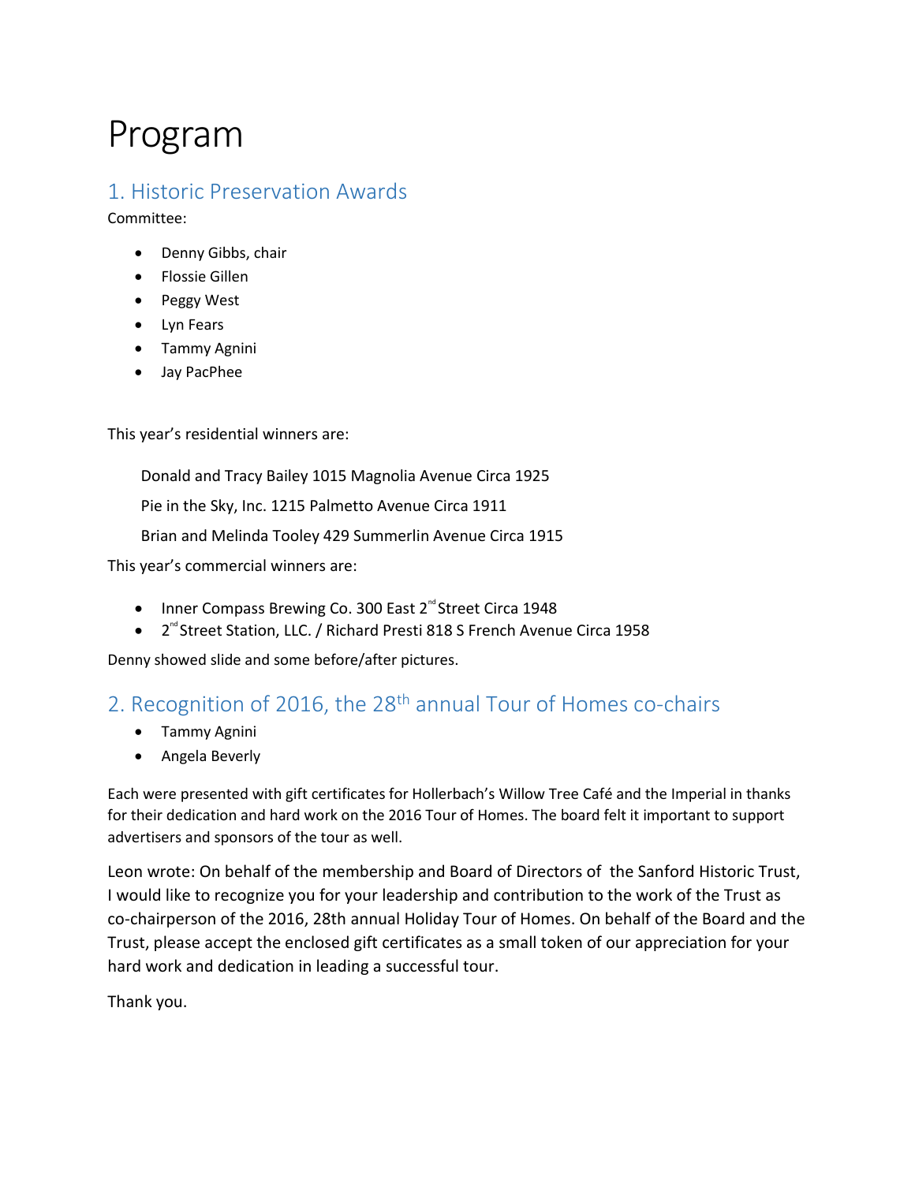# Program

## 1. Historic Preservation Awards

Committee:

- Denny Gibbs, chair
- Flossie Gillen
- Peggy West
- Lyn Fears
- Tammy Agnini
- Jay PacPhee

This year's residential winners are:

Donald and Tracy Bailey 1015 Magnolia Avenue Circa 1925

Pie in the Sky, Inc. 1215 Palmetto Avenue Circa 1911

Brian and Melinda Tooley 429 Summerlin Avenue Circa 1915

This year's commercial winners are:

- Inner Compass Brewing Co. 300 East 2nd Street Circa 1948
- 2nd Street Station, LLC. / Richard Presti 818 S French Avenue Circa 1958

Denny showed slide and some before/after pictures.

## 2. Recognition of 2016, the 28th annual Tour of Homes co-chairs

- Tammy Agnini
- Angela Beverly

Each were presented with gift certificates for Hollerbach's Willow Tree Café and the Imperial in thanks for their dedication and hard work on the 2016 Tour of Homes. The board felt it important to support advertisers and sponsors of the tour as well.

Leon wrote: On behalf of the membership and Board of Directors of the Sanford Historic Trust, I would like to recognize you for your leadership and contribution to the work of the Trust as co-chairperson of the 2016, 28th annual Holiday Tour of Homes. On behalf of the Board and the Trust, please accept the enclosed gift certificates as a small token of our appreciation for your hard work and dedication in leading a successful tour.

Thank you.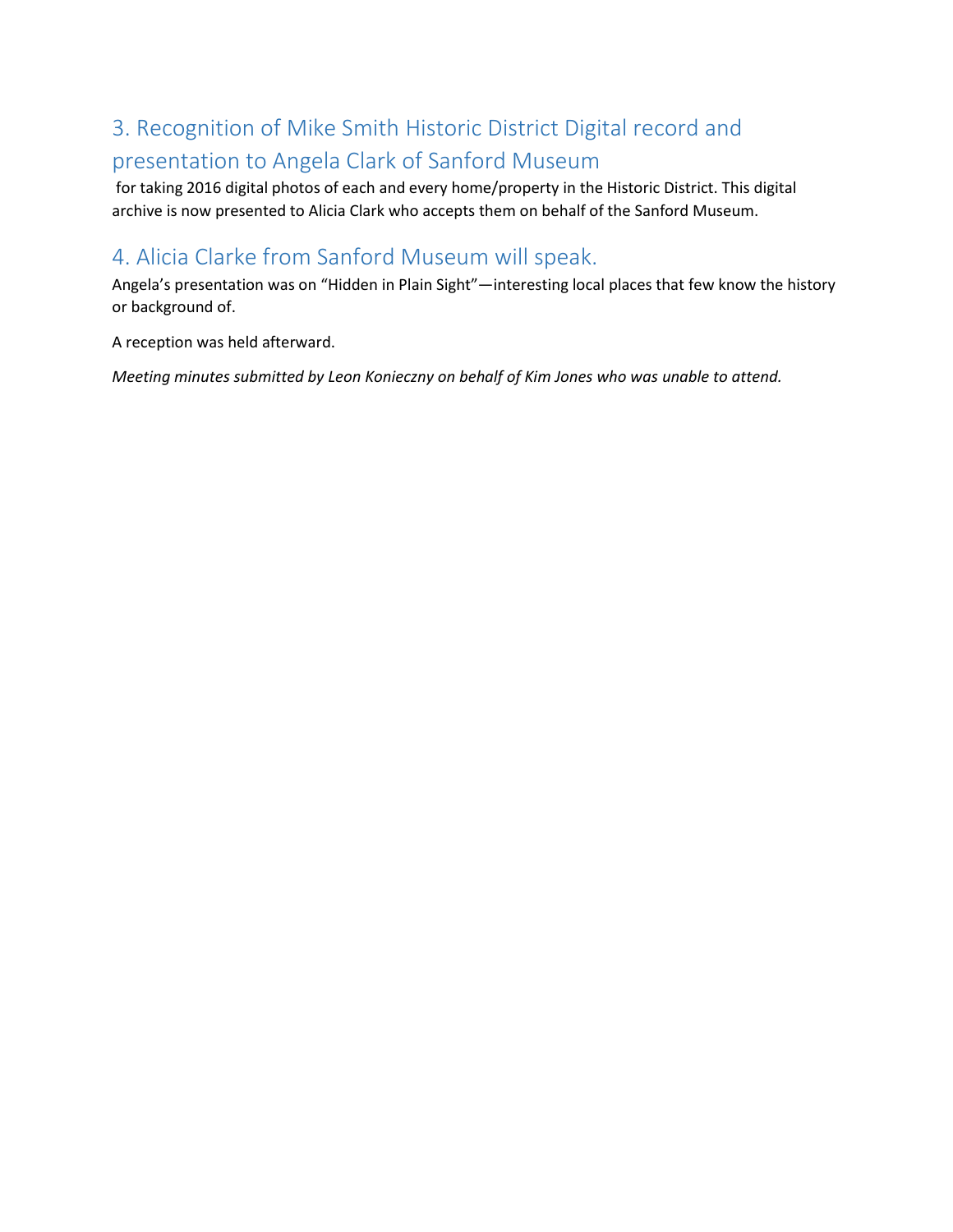## 3. Recognition of Mike Smith Historic District Digital record and presentation to Angela Clark of Sanford Museum

for taking 2016 digital photos of each and every home/property in the Historic District. This digital archive is now presented to Alicia Clark who accepts them on behalf of the Sanford Museum.

## 4. Alicia Clarke from Sanford Museum will speak.

Angela's presentation was on "Hidden in Plain Sight"—interesting local places that few know the history or background of.

A reception was held afterward.

*Meeting minutes submitted by Leon Konieczny on behalf of Kim Jones who was unable to attend.*